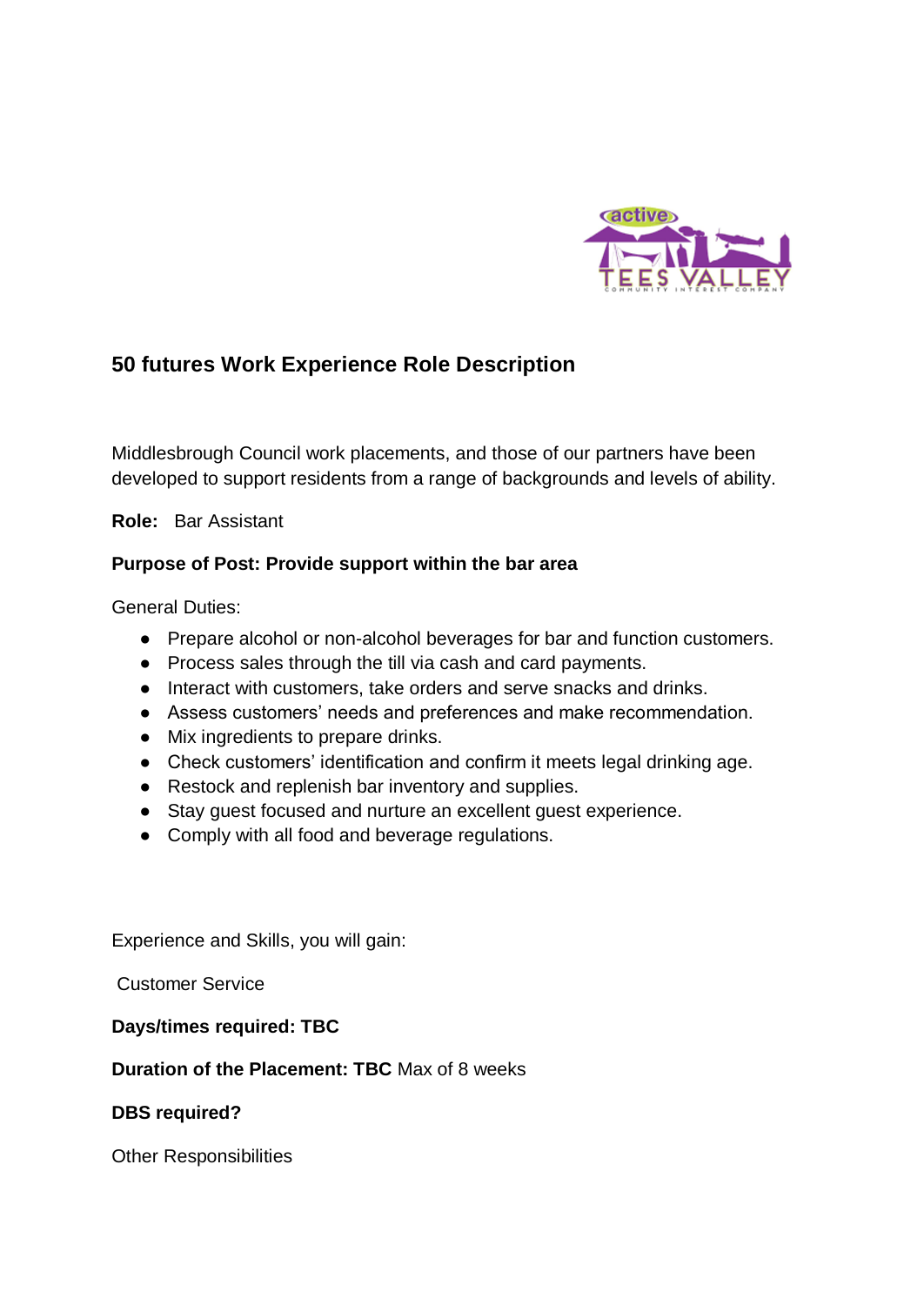## 50 futures Work Experience Role Description

Middlesbrough Council work placements, and those of our partners have been developed to support residents from a range of backgrounds and levels of ability.

**Role:** Bar Assistant

**Purpose of Post: Provide support within the bar area**

General Duties:

- Prepare alcohol or non-alcohol beverages for bar and function customers.
- Process sales through the till via cash and card payments.
- Interact with customers, take orders and serve snacks and drinks.
- Assess customers' needs and preferences and make recommendation.
- Mix ingredients to prepare drinks.
- Check customers' identification and confirm it meets legal drinking age.
- Restock and replenish bar inventory and supplies.
- Stay guest focused and nurture an excellent guest experience.
- Comply with all food and beverage regulations.

Experience and Skills, you will gain:

Customer Service

**Days/times required: TBC**

**Duration of the Placement: TBC** Max of 8 weeks

**DBS required?**

Other Responsibilities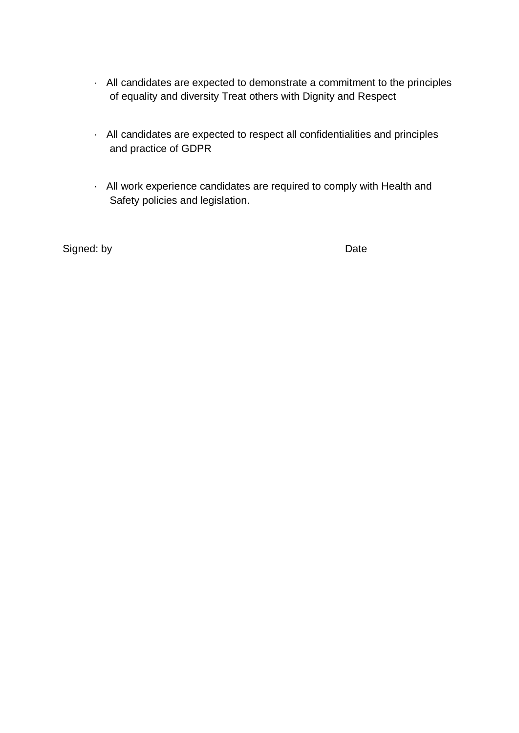- All candidates are expected to demonstrate a commitment to the principles of equality and diversity Treat others with Dignity and Respect

- All candidates are expected to respect all confidentialities and principles and practice of GDPR

- All work experience candidates are required to comply with Health and Safety policies and legislation.

Signed: by Date